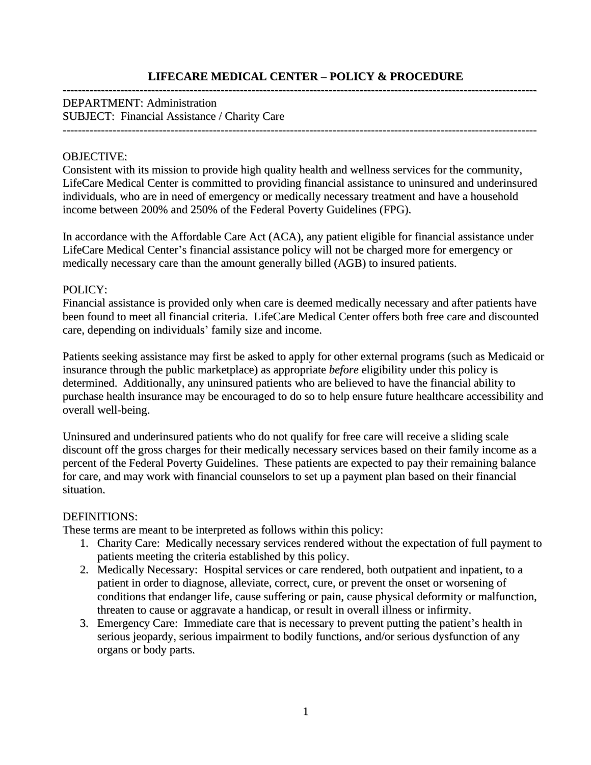# LIFECARE MEDICAL CENTER – POLICY & PROCEDURE

---

DEPARTMENT: Administration
SUBJECT: Financial Assistance / Charity Care

---

OBJECTIVE:
Consistent with its mission to provide high quality health and wellness services for the community, LifeCare Medical Center is committed to providing financial assistance to uninsured and underinsured individuals, who are in need of emergency or medically necessary treatment and have a household income between 200% and 250% of the Federal Poverty Guidelines (FPG).

In accordance with the Affordable Care Act (ACA), any patient eligible for financial assistance under LifeCare Medical Center's financial assistance policy will not be charged more for emergency or medically necessary care than the amount generally billed (AGB) to insured patients.

POLICY:
Financial assistance is provided only when care is deemed medically necessary and after patients have been found to meet all financial criteria. LifeCare Medical Center offers both free care and discounted care, depending on individuals' family size and income.

Patients seeking assistance may first be asked to apply for other external programs (such as Medicaid or insurance through the public marketplace) as appropriate *before* eligibility under this policy is determined. Additionally, any uninsured patients who are believed to have the financial ability to purchase health insurance may be encouraged to do so to help ensure future healthcare accessibility and overall well-being.

Uninsured and underinsured patients who do not qualify for free care will receive a sliding scale discount off the gross charges for their medically necessary services based on their family income as a percent of the Federal Poverty Guidelines. These patients are expected to pay their remaining balance for care, and may work with financial counselors to set up a payment plan based on their financial situation.

DEFINITIONS:
These terms are meant to be interpreted as follows within this policy:

1. Charity Care: Medically necessary services rendered without the expectation of full payment to patients meeting the criteria established by this policy.
2. Medically Necessary: Hospital services or care rendered, both outpatient and inpatient, to a patient in order to diagnose, alleviate, correct, cure, or prevent the onset or worsening of conditions that endanger life, cause suffering or pain, cause physical deformity or malfunction, threaten to cause or aggravate a handicap, or result in overall illness or infirmity.
3. Emergency Care: Immediate care that is necessary to prevent putting the patient's health in serious jeopardy, serious impairment to bodily functions, and/or serious dysfunction of any organs or body parts.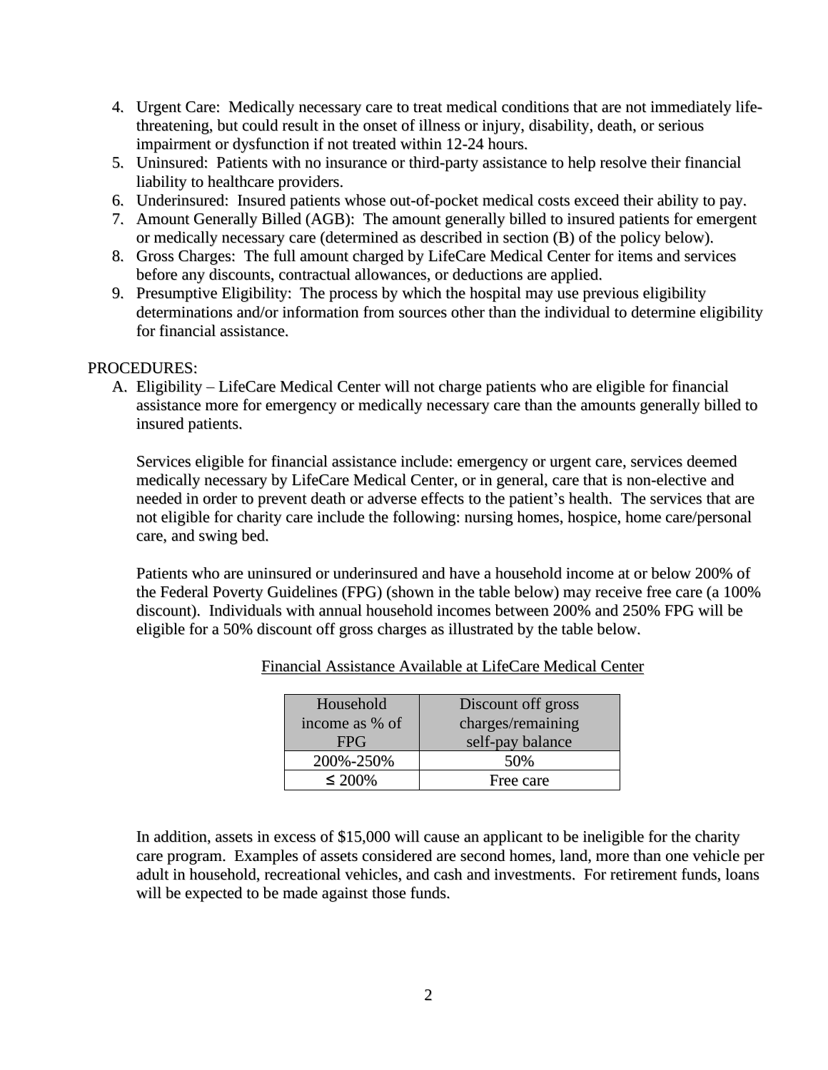4. Urgent Care: Medically necessary care to treat medical conditions that are not immediately life-threatening, but could result in the onset of illness or injury, disability, death, or serious impairment or dysfunction if not treated within 12-24 hours.
5. Uninsured: Patients with no insurance or third-party assistance to help resolve their financial liability to healthcare providers.
6. Underinsured: Insured patients whose out-of-pocket medical costs exceed their ability to pay.
7. Amount Generally Billed (AGB): The amount generally billed to insured patients for emergent or medically necessary care (determined as described in section (B) of the policy below).
8. Gross Charges: The full amount charged by LifeCare Medical Center for items and services before any discounts, contractual allowances, or deductions are applied.
9. Presumptive Eligibility: The process by which the hospital may use previous eligibility determinations and/or information from sources other than the individual to determine eligibility for financial assistance.

PROCEDURES:

A. Eligibility – LifeCare Medical Center will not charge patients who are eligible for financial assistance more for emergency or medically necessary care than the amounts generally billed to insured patients.

   Services eligible for financial assistance include: emergency or urgent care, services deemed medically necessary by LifeCare Medical Center, or in general, care that is non-elective and needed in order to prevent death or adverse effects to the patient's health. The services that are not eligible for charity care include the following: nursing homes, hospice, home care/personal care, and swing bed.

   Patients who are uninsured or underinsured and have a household income at or below 200% of the Federal Poverty Guidelines (FPG) (shown in the table below) may receive free care (a 100% discount). Individuals with annual household incomes between 200% and 250% FPG will be eligible for a 50% discount off gross charges as illustrated by the table below.

   Financial Assistance Available at LifeCare Medical Center

   | Household income as % of FPG | Discount off gross charges/remaining self-pay balance |
   |---|---|
   | 200%-250% | 50% |
   | ≤ 200% | Free care |

   In addition, assets in excess of $15,000 will cause an applicant to be ineligible for the charity care program. Examples of assets considered are second homes, land, more than one vehicle per adult in household, recreational vehicles, and cash and investments. For retirement funds, loans will be expected to be made against those funds.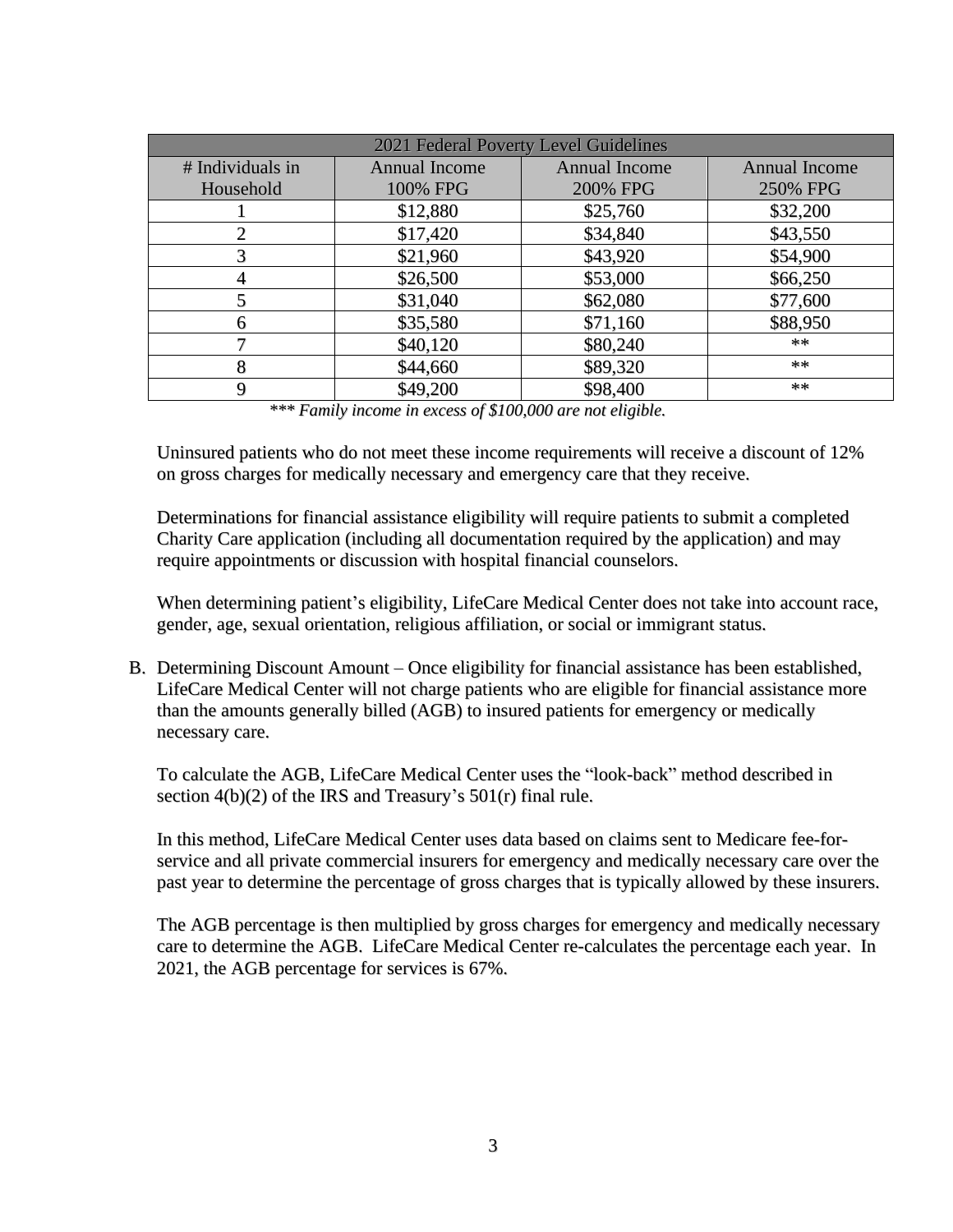| 2021 Federal Poverty Level Guidelines | | | |
|---|---|---|---|
| # Individuals in Household | Annual Income 100% FPG | Annual Income 200% FPG | Annual Income 250% FPG |
| 1 | $12,880 | $25,760 | $32,200 |
| 2 | $17,420 | $34,840 | $43,550 |
| 3 | $21,960 | $43,920 | $54,900 |
| 4 | $26,500 | $53,000 | $66,250 |
| 5 | $31,040 | $62,080 | $77,600 |
| 6 | $35,580 | $71,160 | $88,950 |
| 7 | $40,120 | $80,240 | ** |
| 8 | $44,660 | $89,320 | ** |
| 9 | $49,200 | $98,400 | ** |

*\*\*\* Family income in excess of $100,000 are not eligible.*

Uninsured patients who do not meet these income requirements will receive a discount of 12% on gross charges for medically necessary and emergency care that they receive.

Determinations for financial assistance eligibility will require patients to submit a completed Charity Care application (including all documentation required by the application) and may require appointments or discussion with hospital financial counselors.

When determining patient's eligibility, LifeCare Medical Center does not take into account race, gender, age, sexual orientation, religious affiliation, or social or immigrant status.

B. Determining Discount Amount – Once eligibility for financial assistance has been established, LifeCare Medical Center will not charge patients who are eligible for financial assistance more than the amounts generally billed (AGB) to insured patients for emergency or medically necessary care.

   To calculate the AGB, LifeCare Medical Center uses the "look-back" method described in section 4(b)(2) of the IRS and Treasury's 501(r) final rule.

   In this method, LifeCare Medical Center uses data based on claims sent to Medicare fee-for-service and all private commercial insurers for emergency and medically necessary care over the past year to determine the percentage of gross charges that is typically allowed by these insurers.

   The AGB percentage is then multiplied by gross charges for emergency and medically necessary care to determine the AGB. LifeCare Medical Center re-calculates the percentage each year. In 2021, the AGB percentage for services is 67%.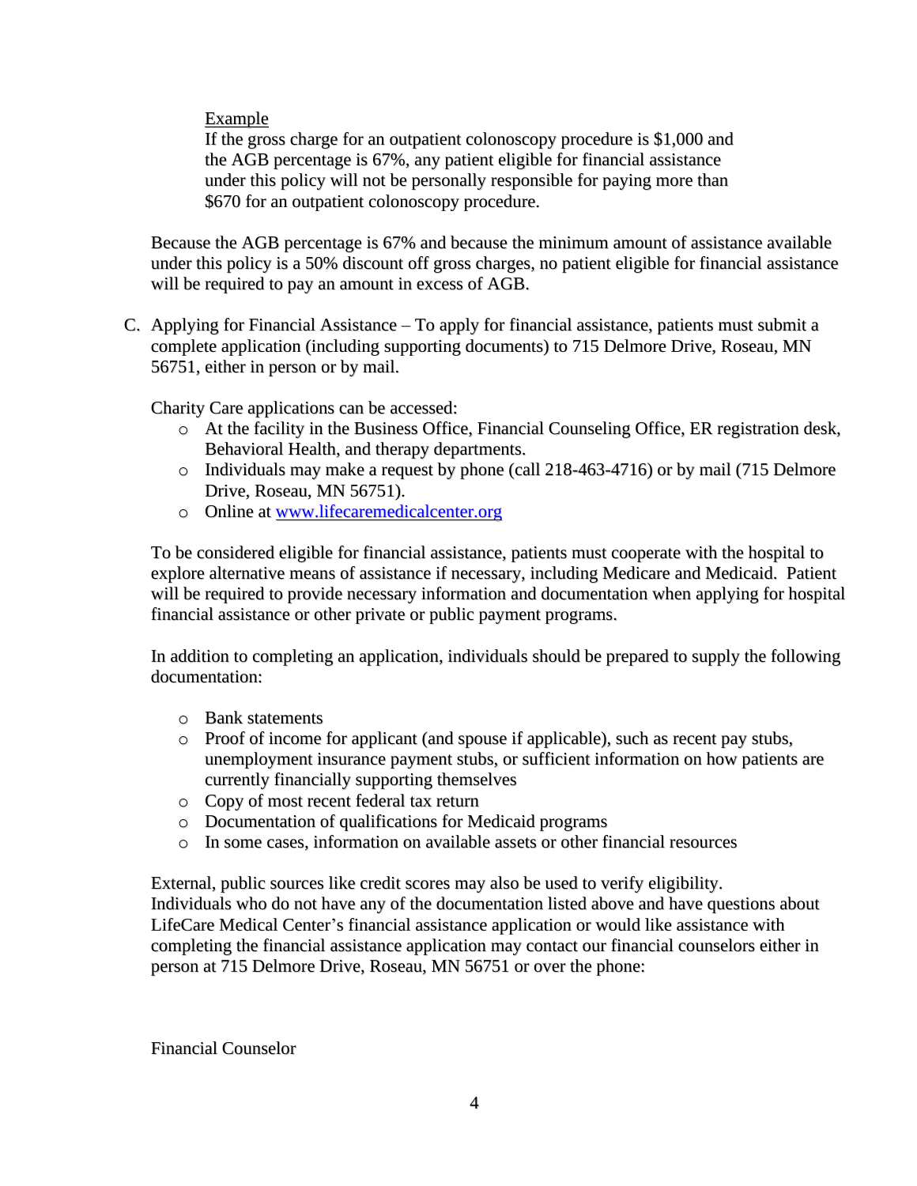<u>Example</u>
If the gross charge for an outpatient colonoscopy procedure is $1,000 and the AGB percentage is 67%, any patient eligible for financial assistance under this policy will not be personally responsible for paying more than $670 for an outpatient colonoscopy procedure.

Because the AGB percentage is 67% and because the minimum amount of assistance available under this policy is a 50% discount off gross charges, no patient eligible for financial assistance will be required to pay an amount in excess of AGB.

C. Applying for Financial Assistance – To apply for financial assistance, patients must submit a complete application (including supporting documents) to 715 Delmore Drive, Roseau, MN 56751, either in person or by mail.

   Charity Care applications can be accessed:

   - At the facility in the Business Office, Financial Counseling Office, ER registration desk, Behavioral Health, and therapy departments.
   - Individuals may make a request by phone (call 218-463-4716) or by mail (715 Delmore Drive, Roseau, MN 56751).
   - Online at [www.lifecaremedicalcenter.org](www.lifecaremedicalcenter.org)

   To be considered eligible for financial assistance, patients must cooperate with the hospital to explore alternative means of assistance if necessary, including Medicare and Medicaid. Patient will be required to provide necessary information and documentation when applying for hospital financial assistance or other private or public payment programs.

   In addition to completing an application, individuals should be prepared to supply the following documentation:

   - Bank statements
   - Proof of income for applicant (and spouse if applicable), such as recent pay stubs, unemployment insurance payment stubs, or sufficient information on how patients are currently financially supporting themselves
   - Copy of most recent federal tax return
   - Documentation of qualifications for Medicaid programs
   - In some cases, information on available assets or other financial resources

   External, public sources like credit scores may also be used to verify eligibility. Individuals who do not have any of the documentation listed above and have questions about LifeCare Medical Center's financial assistance application or would like assistance with completing the financial assistance application may contact our financial counselors either in person at 715 Delmore Drive, Roseau, MN 56751 or over the phone:

   Financial Counselor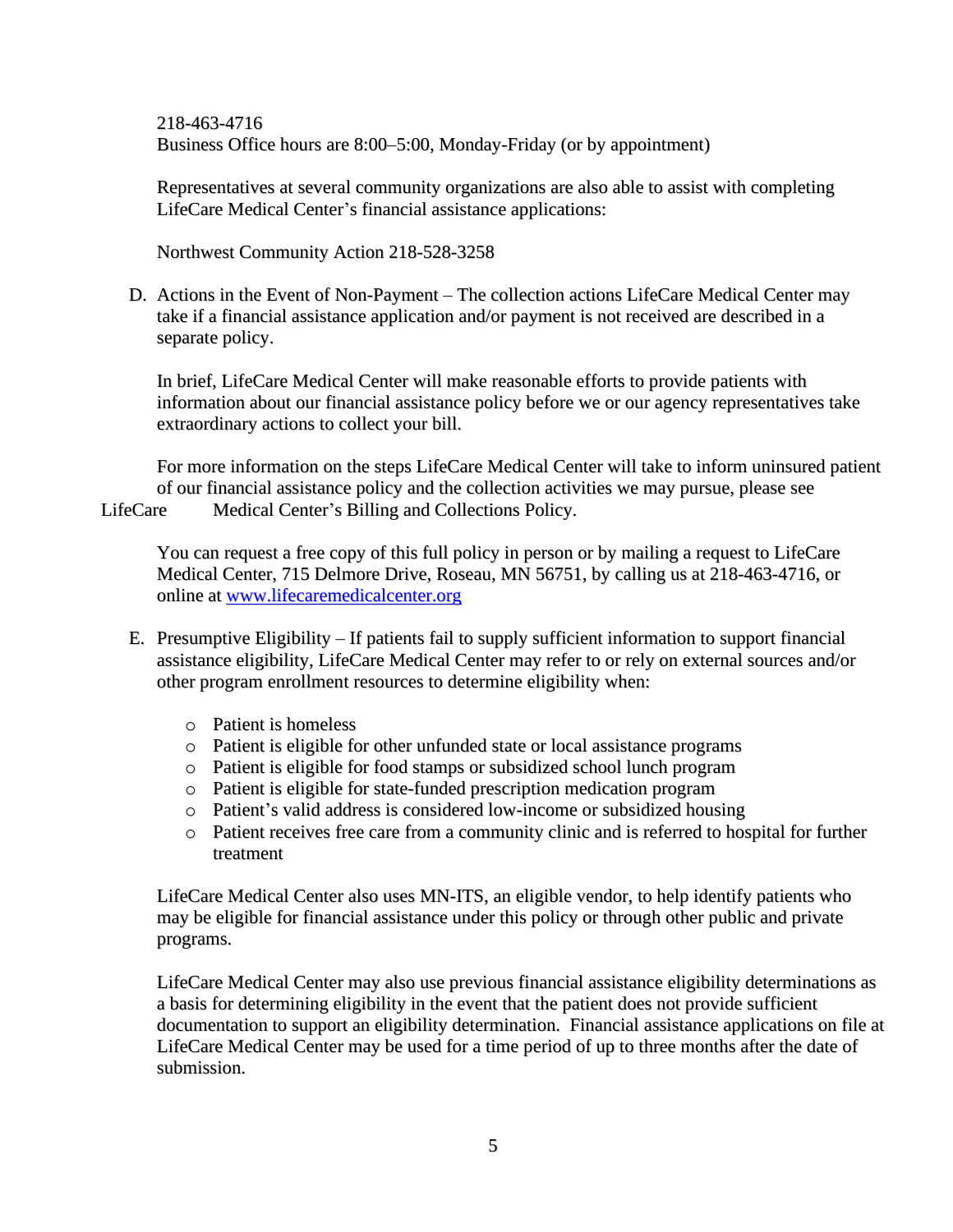218-463-4716
Business Office hours are 8:00–5:00, Monday-Friday (or by appointment)

Representatives at several community organizations are also able to assist with completing LifeCare Medical Center's financial assistance applications:

Northwest Community Action 218-528-3258

D. Actions in the Event of Non-Payment – The collection actions LifeCare Medical Center may take if a financial assistance application and/or payment is not received are described in a separate policy.

   In brief, LifeCare Medical Center will make reasonable efforts to provide patients with information about our financial assistance policy before we or our agency representatives take extraordinary actions to collect your bill.

   For more information on the steps LifeCare Medical Center will take to inform uninsured patient of our financial assistance policy and the collection activities we may pursue, please see LifeCare Medical Center's Billing and Collections Policy.

   You can request a free copy of this full policy in person or by mailing a request to LifeCare Medical Center, 715 Delmore Drive, Roseau, MN 56751, by calling us at 218-463-4716, or online at [www.lifecaremedicalcenter.org](http://www.lifecaremedicalcenter.org)

E. Presumptive Eligibility – If patients fail to supply sufficient information to support financial assistance eligibility, LifeCare Medical Center may refer to or rely on external sources and/or other program enrollment resources to determine eligibility when:

   - Patient is homeless
   - Patient is eligible for other unfunded state or local assistance programs
   - Patient is eligible for food stamps or subsidized school lunch program
   - Patient is eligible for state-funded prescription medication program
   - Patient's valid address is considered low-income or subsidized housing
   - Patient receives free care from a community clinic and is referred to hospital for further treatment

   LifeCare Medical Center also uses MN-ITS, an eligible vendor, to help identify patients who may be eligible for financial assistance under this policy or through other public and private programs.

   LifeCare Medical Center may also use previous financial assistance eligibility determinations as a basis for determining eligibility in the event that the patient does not provide sufficient documentation to support an eligibility determination. Financial assistance applications on file at LifeCare Medical Center may be used for a time period of up to three months after the date of submission.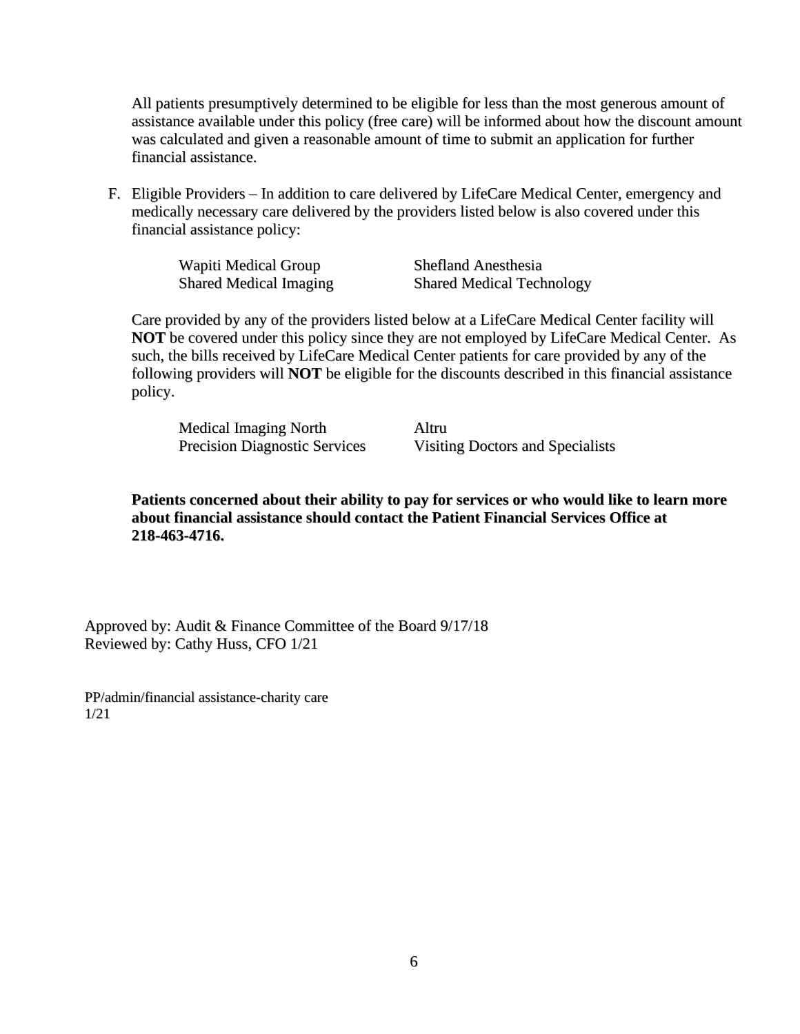All patients presumptively determined to be eligible for less than the most generous amount of assistance available under this policy (free care) will be informed about how the discount amount was calculated and given a reasonable amount of time to submit an application for further financial assistance.

F. Eligible Providers – In addition to care delivered by LifeCare Medical Center, emergency and medically necessary care delivered by the providers listed below is also covered under this financial assistance policy:

| | |
|---|---|
| Wapiti Medical Group | Shefland Anesthesia |
| Shared Medical Imaging | Shared Medical Technology |

Care provided by any of the providers listed below at a LifeCare Medical Center facility will **NOT** be covered under this policy since they are not employed by LifeCare Medical Center. As such, the bills received by LifeCare Medical Center patients for care provided by any of the following providers will **NOT** be eligible for the discounts described in this financial assistance policy.

| | |
|---|---|
| Medical Imaging North | Altru |
| Precision Diagnostic Services | Visiting Doctors and Specialists |

**Patients concerned about their ability to pay for services or who would like to learn more about financial assistance should contact the Patient Financial Services Office at 218-463-4716.**

Approved by: Audit & Finance Committee of the Board 9/17/18
Reviewed by: Cathy Huss, CFO 1/21

PP/admin/financial assistance-charity care
1/21